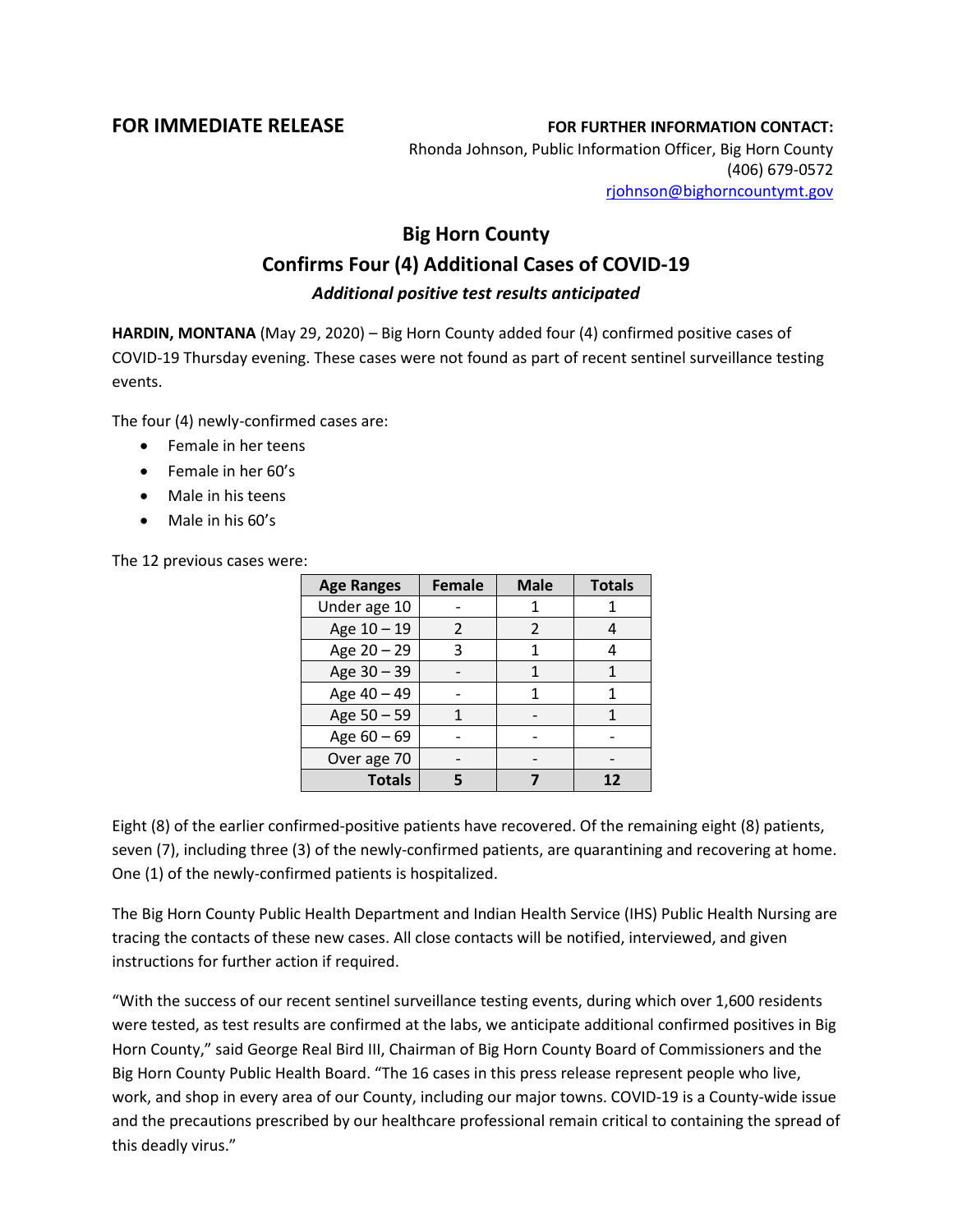**FOR IMMEDIATE RELEASE**

**FOR FURTHER INFORMATION CONTACT:**
Rhonda Johnson, Public Information Officer, Big Horn County
(406) 679-0572
rjohnson@bighorncountymt.gov

# Big Horn County
## Confirms Four (4) Additional Cases of COVID-19
### *Additional positive test results anticipated*

**HARDIN, MONTANA** (May 29, 2020) – Big Horn County added four (4) confirmed positive cases of COVID-19 Thursday evening. These cases were not found as part of recent sentinel surveillance testing events.

The four (4) newly-confirmed cases are:

- Female in her teens
- Female in her 60's
- Male in his teens
- Male in his 60's

The 12 previous cases were:

| Age Ranges | Female | Male | Totals |
|---|---|---|---|
| Under age 10 | - | 1 | 1 |
| Age 10 – 19 | 2 | 2 | 4 |
| Age 20 – 29 | 3 | 1 | 4 |
| Age 30 – 39 | - | 1 | 1 |
| Age 40 – 49 | - | 1 | 1 |
| Age 50 – 59 | 1 | - | 1 |
| Age 60 – 69 | - | - | - |
| Over age 70 | - | - | - |
| **Totals** | **5** | **7** | **12** |

Eight (8) of the earlier confirmed-positive patients have recovered. Of the remaining eight (8) patients, seven (7), including three (3) of the newly-confirmed patients, are quarantining and recovering at home. One (1) of the newly-confirmed patients is hospitalized.

The Big Horn County Public Health Department and Indian Health Service (IHS) Public Health Nursing are tracing the contacts of these new cases. All close contacts will be notified, interviewed, and given instructions for further action if required.

"With the success of our recent sentinel surveillance testing events, during which over 1,600 residents were tested, as test results are confirmed at the labs, we anticipate additional confirmed positives in Big Horn County," said George Real Bird III, Chairman of Big Horn County Board of Commissioners and the Big Horn County Public Health Board. "The 16 cases in this press release represent people who live, work, and shop in every area of our County, including our major towns. COVID-19 is a County-wide issue and the precautions prescribed by our healthcare professional remain critical to containing the spread of this deadly virus."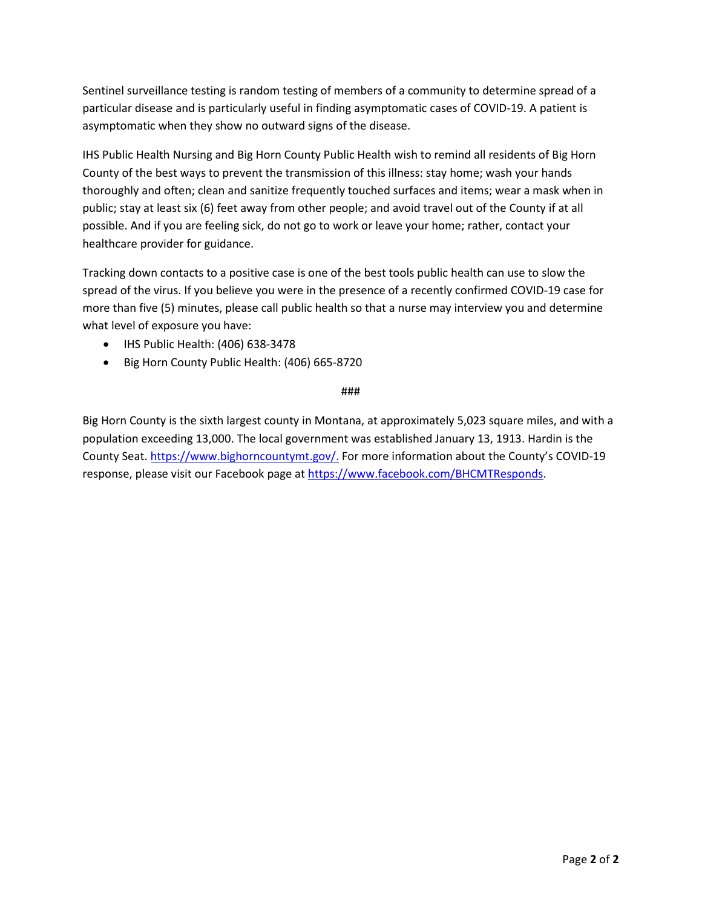Sentinel surveillance testing is random testing of members of a community to determine spread of a particular disease and is particularly useful in finding asymptomatic cases of COVID-19. A patient is asymptomatic when they show no outward signs of the disease.

IHS Public Health Nursing and Big Horn County Public Health wish to remind all residents of Big Horn County of the best ways to prevent the transmission of this illness: stay home; wash your hands thoroughly and often; clean and sanitize frequently touched surfaces and items; wear a mask when in public; stay at least six (6) feet away from other people; and avoid travel out of the County if at all possible. And if you are feeling sick, do not go to work or leave your home; rather, contact your healthcare provider for guidance.

Tracking down contacts to a positive case is one of the best tools public health can use to slow the spread of the virus. If you believe you were in the presence of a recently confirmed COVID-19 case for more than five (5) minutes, please call public health so that a nurse may interview you and determine what level of exposure you have:

- IHS Public Health: (406) 638-3478
- Big Horn County Public Health: (406) 665-8720

###

Big Horn County is the sixth largest county in Montana, at approximately 5,023 square miles, and with a population exceeding 13,000. The local government was established January 13, 1913. Hardin is the County Seat. https://www.bighorncountymt.gov/. For more information about the County's COVID-19 response, please visit our Facebook page at https://www.facebook.com/BHCMTResponds.